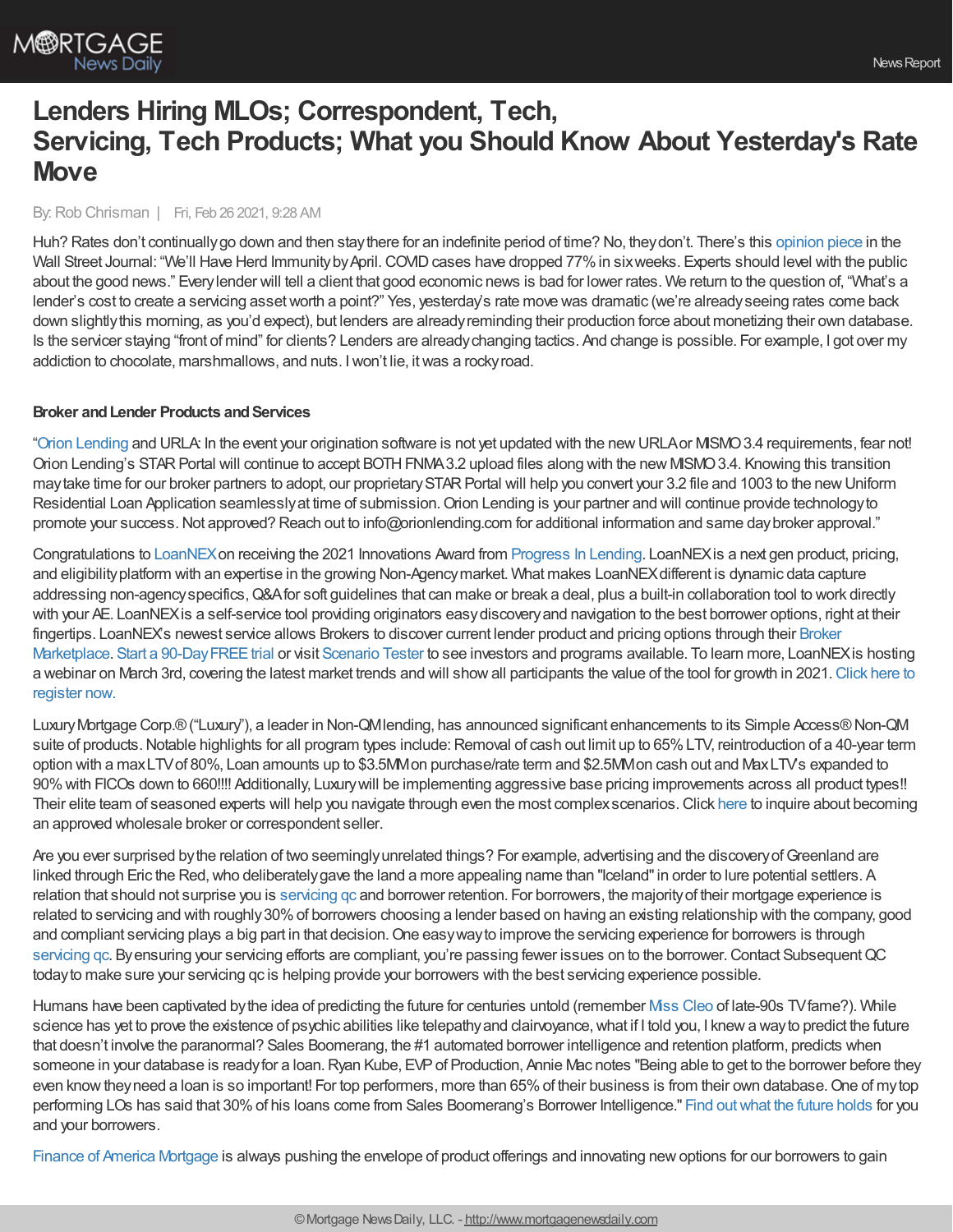# Lenders Hiring MLOs; Correspondent, Tech, Servicing, Tech Products; What you Should Know About Yesterday's Rate Move

By: Rob Chrisman | Fri, Feb 26 2021, 9:28 AM

Huh? Rates don't continually go down and then stay there for an indefinite period of time? No, they don't. There's this opinion piece in the Wall Street Journal: "We'll Have Herd Immunity by April. COVID cases have dropped 77% in six weeks. Experts should level with the public about the good news." Every lender will tell a client that good economic news is bad for lower rates. We return to the question of, "What's a lender's cost to create a servicing asset worth a point?" Yes, yesterday's rate move was dramatic (we're already seeing rates come back down slightly this morning, as you'd expect), but lenders are already reminding their production force about monetizing their own database. Is the servicer staying "front of mind" for clients? Lenders are already changing tactics. And change is possible. For example, I got over my addiction to chocolate, marshmallows, and nuts. I won't lie, it was a rocky road.

**Broker and Lender Products and Services**

"Orion Lending and URLA: In the event your origination software is not yet updated with the new URLA or MISMO 3.4 requirements, fear not! Orion Lending's STAR Portal will continue to accept BOTH FNMA 3.2 upload files along with the new MISMO 3.4. Knowing this transition may take time for our broker partners to adopt, our proprietary STAR Portal will help you convert your 3.2 file and 1003 to the new Uniform Residential Loan Application seamlessly at time of submission. Orion Lending is your partner and will continue provide technology to promote your success. Not approved? Reach out to info@orionlending.com for additional information and same day broker approval."

Congratulations to LoanNEX on receiving the 2021 Innovations Award from Progress In Lending. LoanNEX is a next gen product, pricing, and eligibility platform with an expertise in the growing Non-Agency market. What makes LoanNEX different is dynamic data capture addressing non-agency specifics, Q&A for soft guidelines that can make or break a deal, plus a built-in collaboration tool to work directly with your AE. LoanNEX is a self-service tool providing originators easy discovery and navigation to the best borrower options, right at their fingertips. LoanNEX's newest service allows Brokers to discover current lender product and pricing options through their Broker Marketplace. Start a 90-Day FREE trial or visit Scenario Tester to see investors and programs available. To learn more, LoanNEX is hosting a webinar on March 3rd, covering the latest market trends and will show all participants the value of the tool for growth in 2021. Click here to register now.

Luxury Mortgage Corp.® ("Luxury"), a leader in Non-QM lending, has announced significant enhancements to its Simple Access® Non-QM suite of products. Notable highlights for all program types include: Removal of cash out limit up to 65% LTV, reintroduction of a 40-year term option with a max LTV of 80%, Loan amounts up to $3.5MM on purchase/rate term and $2.5MM on cash out and Max LTVs expanded to 90% with FICOs down to 660!!!! Additionally, Luxury will be implementing aggressive base pricing improvements across all product types!! Their elite team of seasoned experts will help you navigate through even the most complex scenarios. Click here to inquire about becoming an approved wholesale broker or correspondent seller.

Are you ever surprised by the relation of two seemingly unrelated things? For example, advertising and the discovery of Greenland are linked through Eric the Red, who deliberately gave the land a more appealing name than "Iceland" in order to lure potential settlers. A relation that should not surprise you is servicing qc and borrower retention. For borrowers, the majority of their mortgage experience is related to servicing and with roughly 30% of borrowers choosing a lender based on having an existing relationship with the company, good and compliant servicing plays a big part in that decision. One easy way to improve the servicing experience for borrowers is through servicing qc. By ensuring your servicing efforts are compliant, you're passing fewer issues on to the borrower. Contact Subsequent QC today to make sure your servicing qc is helping provide your borrowers with the best servicing experience possible.

Humans have been captivated by the idea of predicting the future for centuries untold (remember Miss Cleo of late-90s TV fame?). While science has yet to prove the existence of psychic abilities like telepathy and clairvoyance, what if I told you, I knew a way to predict the future that doesn't involve the paranormal? Sales Boomerang, the #1 automated borrower intelligence and retention platform, predicts when someone in your database is ready for a loan. Ryan Kube, EVP of Production, Annie Mac notes "Being able to get to the borrower before they even know they need a loan is so important! For top performers, more than 65% of their business is from their own database. One of my top performing LOs has said that 30% of his loans come from Sales Boomerang's Borrower Intelligence." Find out what the future holds for you and your borrowers.

Finance of America Mortgage is always pushing the envelope of product offerings and innovating new options for our borrowers to gain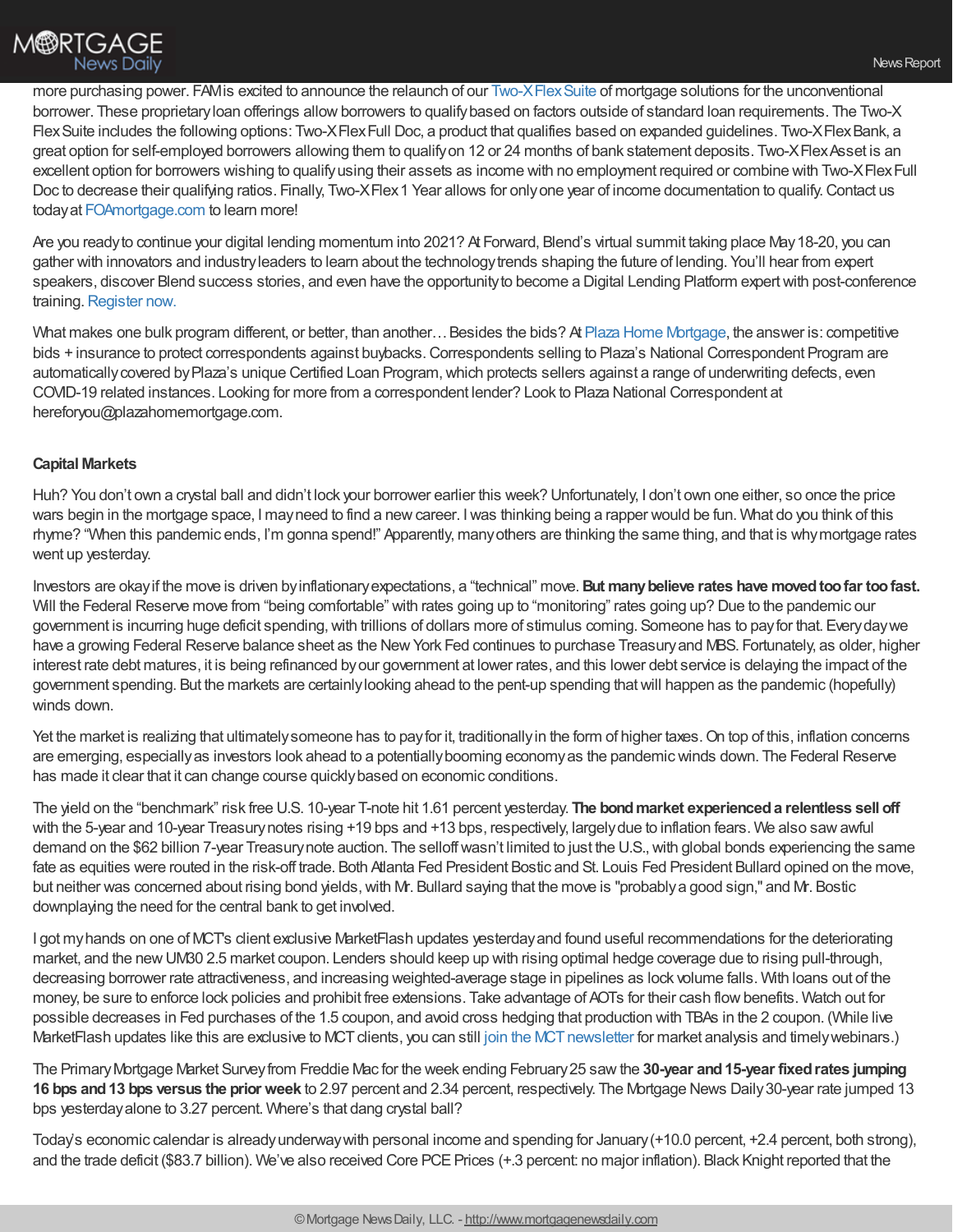more purchasing power. FAM is excited to announce the relaunch of our Two-X Flex Suite of mortgage solutions for the unconventional borrower. These proprietary loan offerings allow borrowers to qualify based on factors outside of standard loan requirements. The Two-X Flex Suite includes the following options: Two-X Flex Full Doc, a product that qualifies based on expanded guidelines. Two-X Flex Bank, a great option for self-employed borrowers allowing them to qualify on 12 or 24 months of bank statement deposits. Two-X Flex Asset is an excellent option for borrowers wishing to qualify using their assets as income with no employment required or combine with Two-X Flex Full Doc to decrease their qualifying ratios. Finally, Two-X Flex 1 Year allows for only one year of income documentation to qualify. Contact us today at FOAmortgage.com to learn more!

Are you ready to continue your digital lending momentum into 2021? At Forward, Blend's virtual summit taking place May 18-20, you can gather with innovators and industry leaders to learn about the technology trends shaping the future of lending. You'll hear from expert speakers, discover Blend success stories, and even have the opportunity to become a Digital Lending Platform expert with post-conference training. Register now.

What makes one bulk program different, or better, than another… Besides the bids? At Plaza Home Mortgage, the answer is: competitive bids + insurance to protect correspondents against buybacks. Correspondents selling to Plaza's National Correspondent Program are automatically covered by Plaza's unique Certified Loan Program, which protects sellers against a range of underwriting defects, even COVID-19 related instances. Looking for more from a correspondent lender? Look to Plaza National Correspondent at hereforyou@plazahomemortgage.com.

**Capital Markets**

Huh? You don't own a crystal ball and didn't lock your borrower earlier this week? Unfortunately, I don't own one either, so once the price wars begin in the mortgage space, I may need to find a new career. I was thinking being a rapper would be fun. What do you think of this rhyme? "When this pandemic ends, I'm gonna spend!" Apparently, many others are thinking the same thing, and that is why mortgage rates went up yesterday.

Investors are okay if the move is driven by inflationary expectations, a "technical" move. **But many believe rates have moved too far too fast.** Will the Federal Reserve move from "being comfortable" with rates going up to "monitoring" rates going up? Due to the pandemic our government is incurring huge deficit spending, with trillions of dollars more of stimulus coming. Someone has to pay for that. Every day we have a growing Federal Reserve balance sheet as the New York Fed continues to purchase Treasury and MBS. Fortunately, as older, higher interest rate debt matures, it is being refinanced by our government at lower rates, and this lower debt service is delaying the impact of the government spending. But the markets are certainly looking ahead to the pent-up spending that will happen as the pandemic (hopefully) winds down.

Yet the market is realizing that ultimately someone has to pay for it, traditionally in the form of higher taxes. On top of this, inflation concerns are emerging, especially as investors look ahead to a potentially booming economy as the pandemic winds down. The Federal Reserve has made it clear that it can change course quickly based on economic conditions.

The yield on the "benchmark" risk free U.S. 10-year T-note hit 1.61 percent yesterday. **The bond market experienced a relentless sell off** with the 5-year and 10-year Treasury notes rising +19 bps and +13 bps, respectively, largely due to inflation fears. We also saw awful demand on the $62 billion 7-year Treasury note auction. The selloff wasn't limited to just the U.S., with global bonds experiencing the same fate as equities were routed in the risk-off trade. Both Atlanta Fed President Bostic and St. Louis Fed President Bullard opined on the move, but neither was concerned about rising bond yields, with Mr. Bullard saying that the move is "probably a good sign," and Mr. Bostic downplaying the need for the central bank to get involved.

I got my hands on one of MCT's client exclusive MarketFlash updates yesterday and found useful recommendations for the deteriorating market, and the new UM30 2.5 market coupon. Lenders should keep up with rising optimal hedge coverage due to rising pull-through, decreasing borrower rate attractiveness, and increasing weighted-average stage in pipelines as lock volume falls. With loans out of the money, be sure to enforce lock policies and prohibit free extensions. Take advantage of AOTs for their cash flow benefits. Watch out for possible decreases in Fed purchases of the 1.5 coupon, and avoid cross hedging that production with TBAs in the 2 coupon. (While live MarketFlash updates like this are exclusive to MCT clients, you can still join the MCT newsletter for market analysis and timely webinars.)

The Primary Mortgage Market Survey from Freddie Mac for the week ending February 25 saw the **30-year and 15-year fixed rates jumping 16 bps and 13 bps versus the prior week** to 2.97 percent and 2.34 percent, respectively. The Mortgage News Daily 30-year rate jumped 13 bps yesterday alone to 3.27 percent. Where's that dang crystal ball?

Today's economic calendar is already underway with personal income and spending for January (+10.0 percent, +2.4 percent, both strong), and the trade deficit ($83.7 billion). We've also received Core PCE Prices (+.3 percent: no major inflation). Black Knight reported that the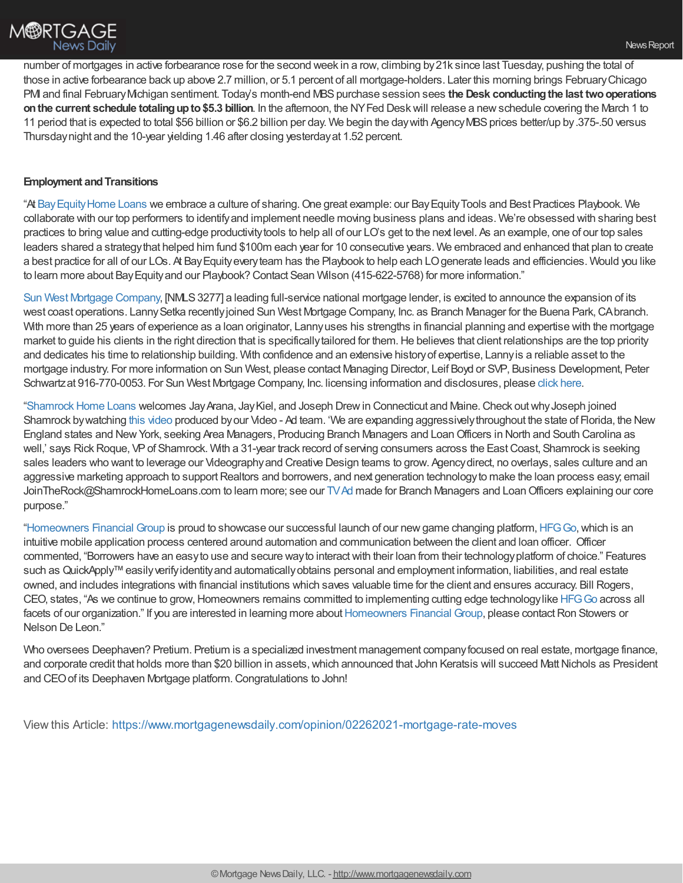number of mortgages in active forbearance rose for the second week in a row, climbing by 21k since last Tuesday, pushing the total of those in active forbearance back up above 2.7 million, or 5.1 percent of all mortgage-holders. Later this morning brings February Chicago PMI and final February Michigan sentiment. Today's month-end MBS purchase session sees **the Desk conducting the last two operations on the current schedule totaling up to $5.3 billion**. In the afternoon, the NY Fed Desk will release a new schedule covering the March 1 to 11 period that is expected to total $56 billion or $6.2 billion per day. We begin the day with Agency MBS prices better/up by .375-.50 versus Thursday night and the 10-year yielding 1.46 after closing yesterday at 1.52 percent.

**Employment and Transitions**

"At Bay Equity Home Loans we embrace a culture of sharing. One great example: our Bay Equity Tools and Best Practices Playbook. We collaborate with our top performers to identify and implement needle moving business plans and ideas. We're obsessed with sharing best practices to bring value and cutting-edge productivity tools to help all of our LO's get to the next level. As an example, one of our top sales leaders shared a strategy that helped him fund $100m each year for 10 consecutive years. We embraced and enhanced that plan to create a best practice for all of our LOs. At Bay Equity every team has the Playbook to help each LO generate leads and efficiencies. Would you like to learn more about Bay Equity and our Playbook? Contact Sean Wilson (415-622-5768) for more information."

Sun West Mortgage Company, [NMLS 3277] a leading full-service national mortgage lender, is excited to announce the expansion of its west coast operations. Lanny Setka recently joined Sun West Mortgage Company, Inc. as Branch Manager for the Buena Park, CA branch. With more than 25 years of experience as a loan originator, Lanny uses his strengths in financial planning and expertise with the mortgage market to guide his clients in the right direction that is specifically tailored for them. He believes that client relationships are the top priority and dedicates his time to relationship building. With confidence and an extensive history of expertise, Lanny is a reliable asset to the mortgage industry. For more information on Sun West, please contact Managing Director, Leif Boyd or SVP, Business Development, Peter Schwartz at 916-770-0053. For Sun West Mortgage Company, Inc. licensing information and disclosures, please click here.

"Shamrock Home Loans welcomes Jay Arana, Jay Kiel, and Joseph Drew in Connecticut and Maine. Check out why Joseph joined Shamrock by watching this video produced by our Video - Ad team. 'We are expanding aggressively throughout the state of Florida, the New England states and New York, seeking Area Managers, Producing Branch Managers and Loan Officers in North and South Carolina as well,' says Rick Roque, VP of Shamrock. With a 31-year track record of serving consumers across the East Coast, Shamrock is seeking sales leaders who want to leverage our Videography and Creative Design teams to grow. Agency direct, no overlays, sales culture and an aggressive marketing approach to support Realtors and borrowers, and next generation technology to make the loan process easy; email JoinTheRock@ShamrockHomeLoans.com to learn more; see our TV Ad made for Branch Managers and Loan Officers explaining our core purpose."

"Homeowners Financial Group is proud to showcase our successful launch of our new game changing platform, HFG Go, which is an intuitive mobile application process centered around automation and communication between the client and loan officer. Officer commented, "Borrowers have an easy to use and secure way to interact with their loan from their technology platform of choice." Features such as QuickApply™ easily verify identity and automatically obtains personal and employment information, liabilities, and real estate owned, and includes integrations with financial institutions which saves valuable time for the client and ensures accuracy. Bill Rogers, CEO, states, "As we continue to grow, Homeowners remains committed to implementing cutting edge technology like HFG Go across all facets of our organization." If you are interested in learning more about Homeowners Financial Group, please contact Ron Stowers or Nelson De Leon."

Who oversees Deephaven? Pretium. Pretium is a specialized investment management company focused on real estate, mortgage finance, and corporate credit that holds more than $20 billion in assets, which announced that John Keratsis will succeed Matt Nichols as President and CEO of its Deephaven Mortgage platform. Congratulations to John!

View this Article: https://www.mortgagenewsdaily.com/opinion/02262021-mortgage-rate-moves